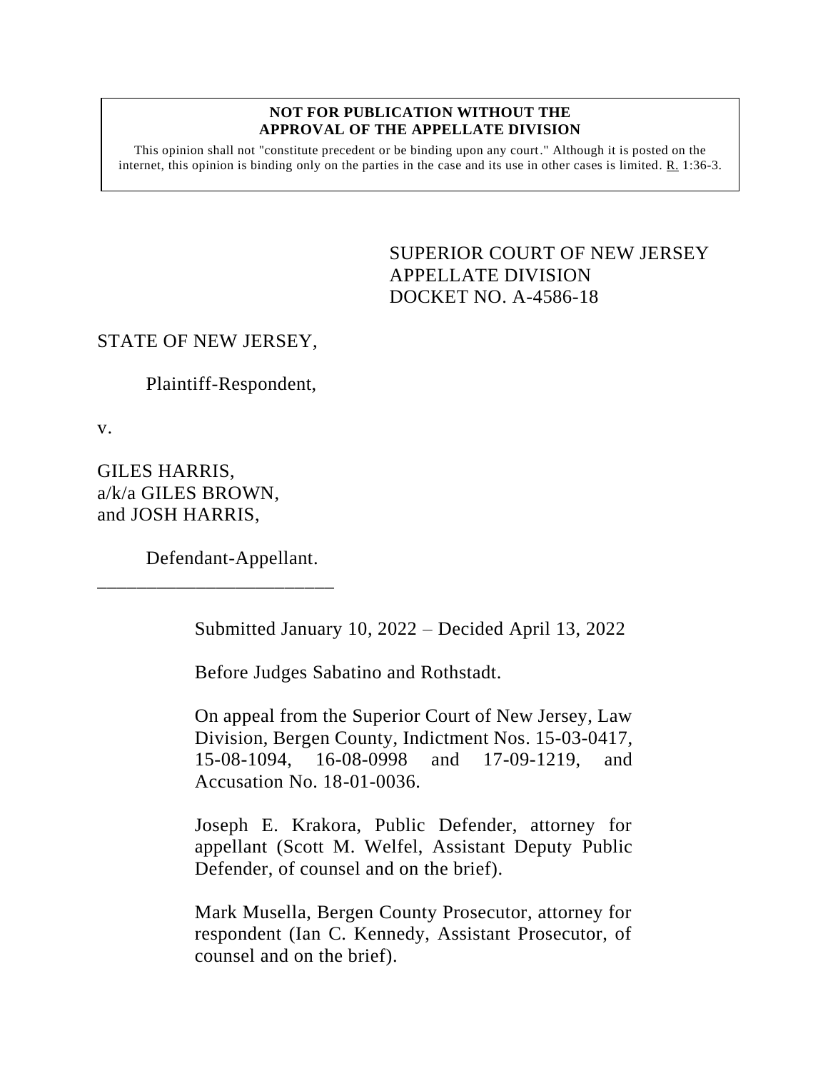**NOT FOR PUBLICATION WITHOUT THE APPROVAL OF THE APPELLATE DIVISION**

This opinion shall not "constitute precedent or be binding upon any court." Although it is posted on the internet, this opinion is binding only on the parties in the case and its use in other cases is limited. R. 1:36-3.

SUPERIOR COURT OF NEW JERSEY
APPELLATE DIVISION
DOCKET NO. A-4586-18

STATE OF NEW JERSEY,

Plaintiff-Respondent,

v.

GILES HARRIS,
a/k/a GILES BROWN,
and JOSH HARRIS,

Defendant-Appellant.

Submitted January 10, 2022 – Decided April 13, 2022

Before Judges Sabatino and Rothstadt.

On appeal from the Superior Court of New Jersey, Law Division, Bergen County, Indictment Nos. 15-03-0417, 15-08-1094, 16-08-0998 and 17-09-1219, and Accusation No. 18-01-0036.

Joseph E. Krakora, Public Defender, attorney for appellant (Scott M. Welfel, Assistant Deputy Public Defender, of counsel and on the brief).

Mark Musella, Bergen County Prosecutor, attorney for respondent (Ian C. Kennedy, Assistant Prosecutor, of counsel and on the brief).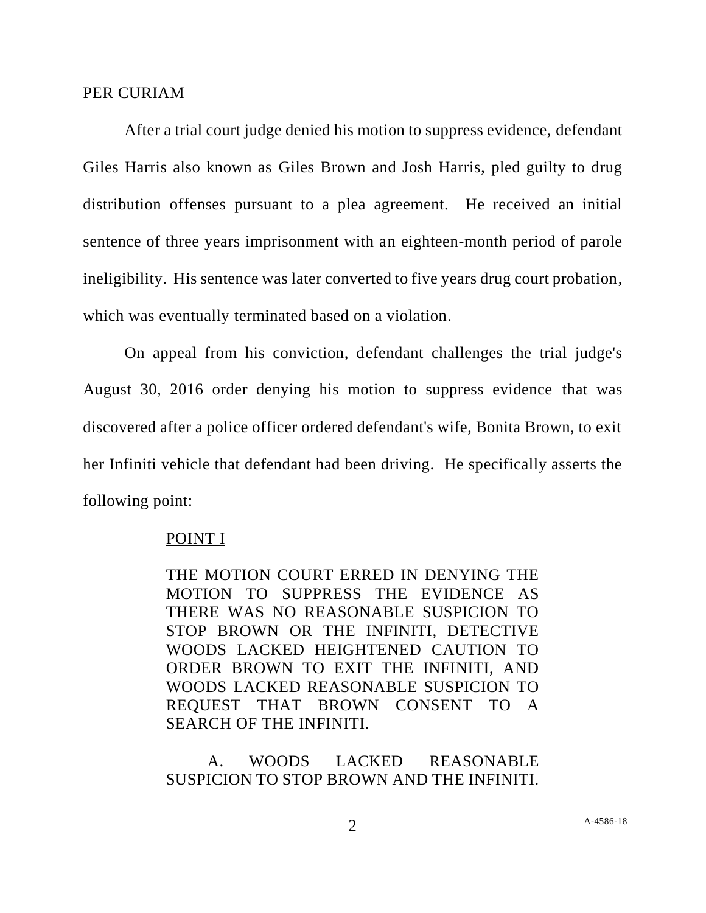PER CURIAM

After a trial court judge denied his motion to suppress evidence, defendant Giles Harris also known as Giles Brown and Josh Harris, pled guilty to drug distribution offenses pursuant to a plea agreement. He received an initial sentence of three years imprisonment with an eighteen-month period of parole ineligibility. His sentence was later converted to five years drug court probation, which was eventually terminated based on a violation.

On appeal from his conviction, defendant challenges the trial judge's August 30, 2016 order denying his motion to suppress evidence that was discovered after a police officer ordered defendant's wife, Bonita Brown, to exit her Infiniti vehicle that defendant had been driving. He specifically asserts the following point:

> POINT I
>
> THE MOTION COURT ERRED IN DENYING THE MOTION TO SUPPRESS THE EVIDENCE AS THERE WAS NO REASONABLE SUSPICION TO STOP BROWN OR THE INFINITI, DETECTIVE WOODS LACKED HEIGHTENED CAUTION TO ORDER BROWN TO EXIT THE INFINITI, AND WOODS LACKED REASONABLE SUSPICION TO REQUEST THAT BROWN CONSENT TO A SEARCH OF THE INFINITI.
>
> A. WOODS LACKED REASONABLE SUSPICION TO STOP BROWN AND THE INFINITI.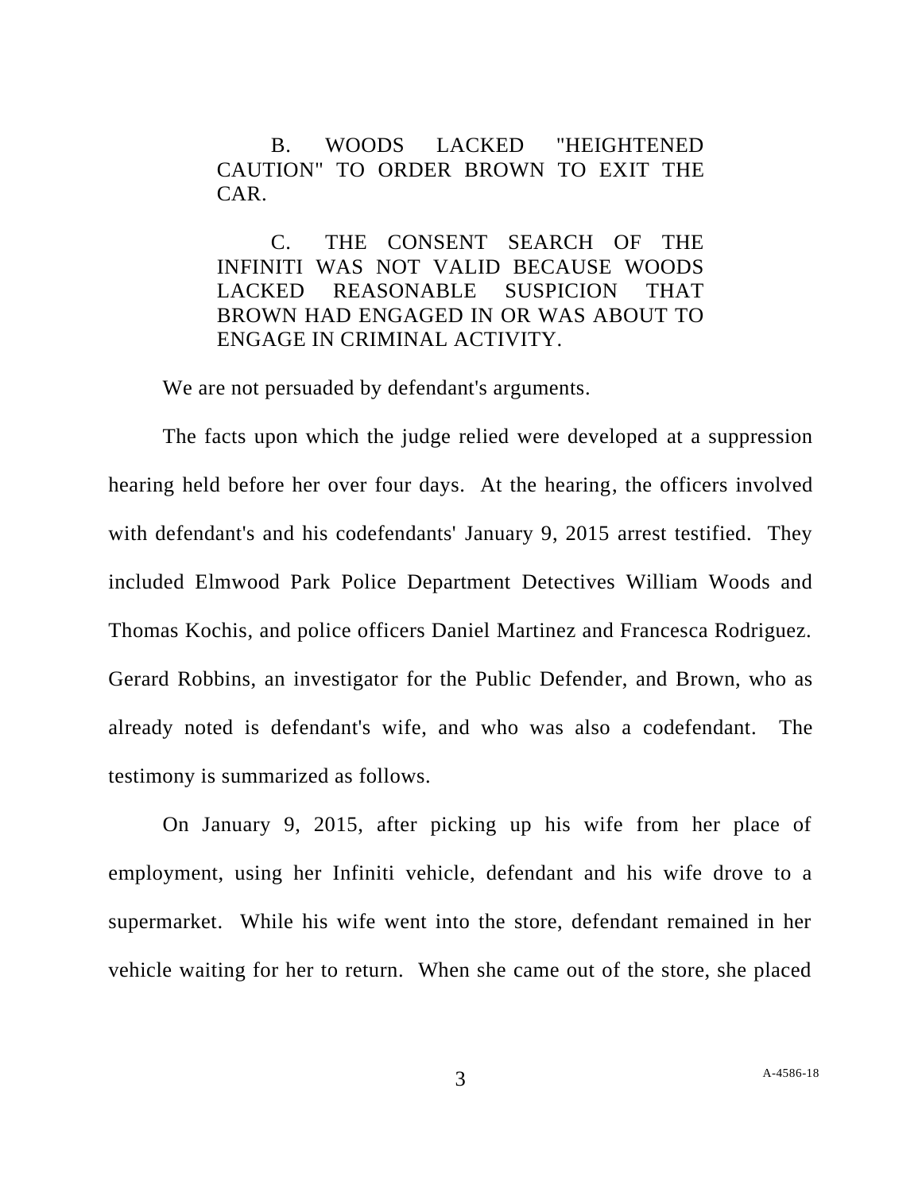B. WOODS LACKED "HEIGHTENED CAUTION" TO ORDER BROWN TO EXIT THE CAR.

C. THE CONSENT SEARCH OF THE INFINITI WAS NOT VALID BECAUSE WOODS LACKED REASONABLE SUSPICION THAT BROWN HAD ENGAGED IN OR WAS ABOUT TO ENGAGE IN CRIMINAL ACTIVITY.

We are not persuaded by defendant's arguments.

The facts upon which the judge relied were developed at a suppression hearing held before her over four days. At the hearing, the officers involved with defendant's and his codefendants' January 9, 2015 arrest testified. They included Elmwood Park Police Department Detectives William Woods and Thomas Kochis, and police officers Daniel Martinez and Francesca Rodriguez. Gerard Robbins, an investigator for the Public Defender, and Brown, who as already noted is defendant's wife, and who was also a codefendant. The testimony is summarized as follows.

On January 9, 2015, after picking up his wife from her place of employment, using her Infiniti vehicle, defendant and his wife drove to a supermarket. While his wife went into the store, defendant remained in her vehicle waiting for her to return. When she came out of the store, she placed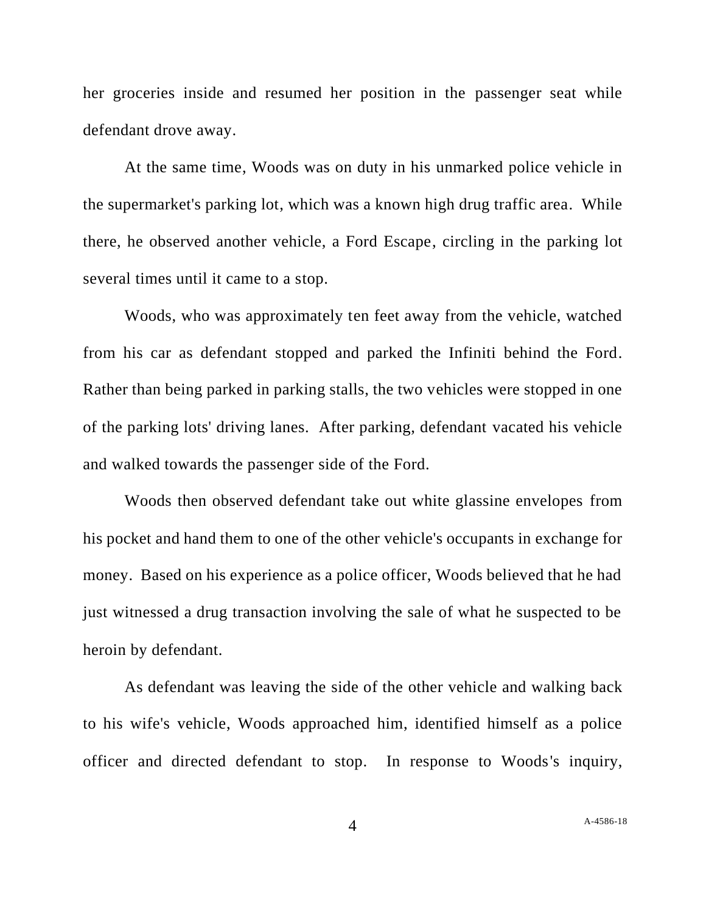her groceries inside and resumed her position in the passenger seat while defendant drove away.

At the same time, Woods was on duty in his unmarked police vehicle in the supermarket's parking lot, which was a known high drug traffic area. While there, he observed another vehicle, a Ford Escape, circling in the parking lot several times until it came to a stop.

Woods, who was approximately ten feet away from the vehicle, watched from his car as defendant stopped and parked the Infiniti behind the Ford. Rather than being parked in parking stalls, the two vehicles were stopped in one of the parking lots' driving lanes. After parking, defendant vacated his vehicle and walked towards the passenger side of the Ford.

Woods then observed defendant take out white glassine envelopes from his pocket and hand them to one of the other vehicle's occupants in exchange for money. Based on his experience as a police officer, Woods believed that he had just witnessed a drug transaction involving the sale of what he suspected to be heroin by defendant.

As defendant was leaving the side of the other vehicle and walking back to his wife's vehicle, Woods approached him, identified himself as a police officer and directed defendant to stop. In response to Woods's inquiry,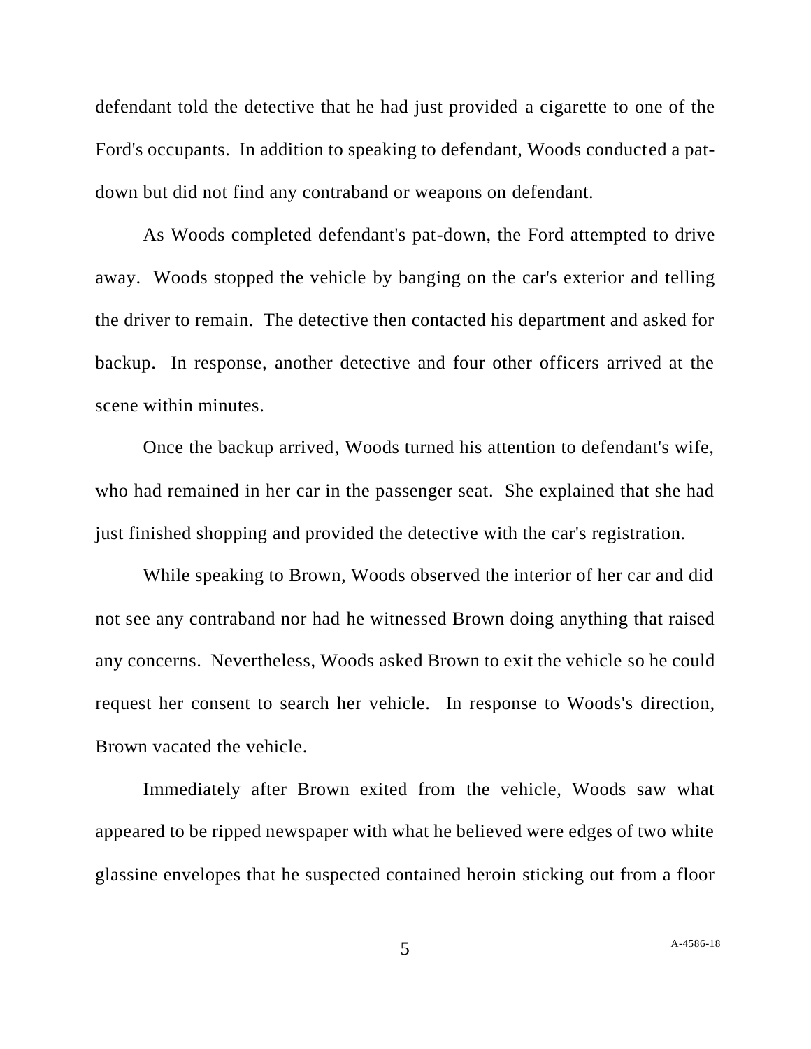defendant told the detective that he had just provided a cigarette to one of the Ford's occupants. In addition to speaking to defendant, Woods conducted a pat-down but did not find any contraband or weapons on defendant.

As Woods completed defendant's pat-down, the Ford attempted to drive away. Woods stopped the vehicle by banging on the car's exterior and telling the driver to remain. The detective then contacted his department and asked for backup. In response, another detective and four other officers arrived at the scene within minutes.

Once the backup arrived, Woods turned his attention to defendant's wife, who had remained in her car in the passenger seat. She explained that she had just finished shopping and provided the detective with the car's registration.

While speaking to Brown, Woods observed the interior of her car and did not see any contraband nor had he witnessed Brown doing anything that raised any concerns. Nevertheless, Woods asked Brown to exit the vehicle so he could request her consent to search her vehicle. In response to Woods's direction, Brown vacated the vehicle.

Immediately after Brown exited from the vehicle, Woods saw what appeared to be ripped newspaper with what he believed were edges of two white glassine envelopes that he suspected contained heroin sticking out from a floor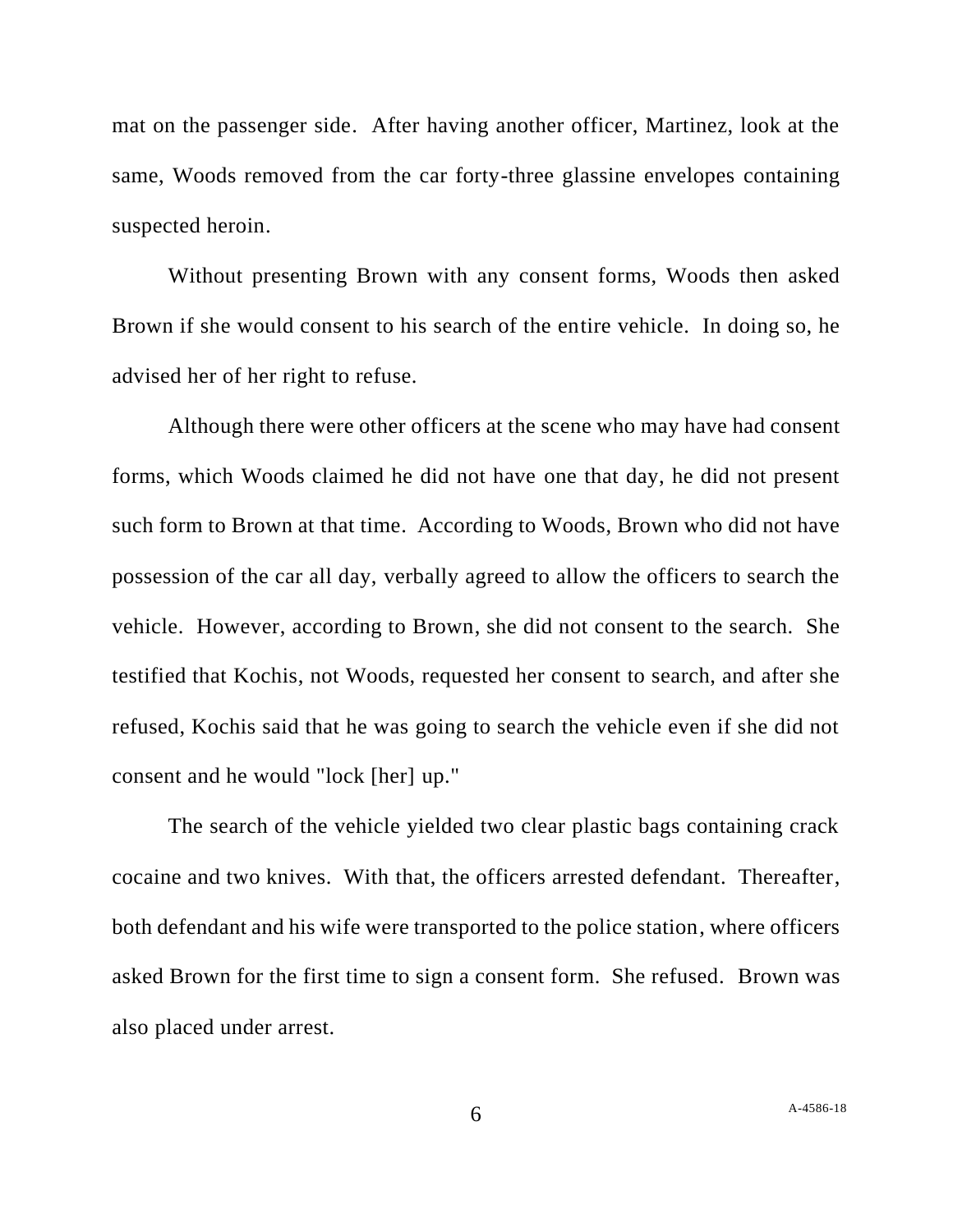mat on the passenger side. After having another officer, Martinez, look at the same, Woods removed from the car forty-three glassine envelopes containing suspected heroin.

Without presenting Brown with any consent forms, Woods then asked Brown if she would consent to his search of the entire vehicle. In doing so, he advised her of her right to refuse.

Although there were other officers at the scene who may have had consent forms, which Woods claimed he did not have one that day, he did not present such form to Brown at that time. According to Woods, Brown who did not have possession of the car all day, verbally agreed to allow the officers to search the vehicle. However, according to Brown, she did not consent to the search. She testified that Kochis, not Woods, requested her consent to search, and after she refused, Kochis said that he was going to search the vehicle even if she did not consent and he would "lock [her] up."

The search of the vehicle yielded two clear plastic bags containing crack cocaine and two knives. With that, the officers arrested defendant. Thereafter, both defendant and his wife were transported to the police station, where officers asked Brown for the first time to sign a consent form. She refused. Brown was also placed under arrest.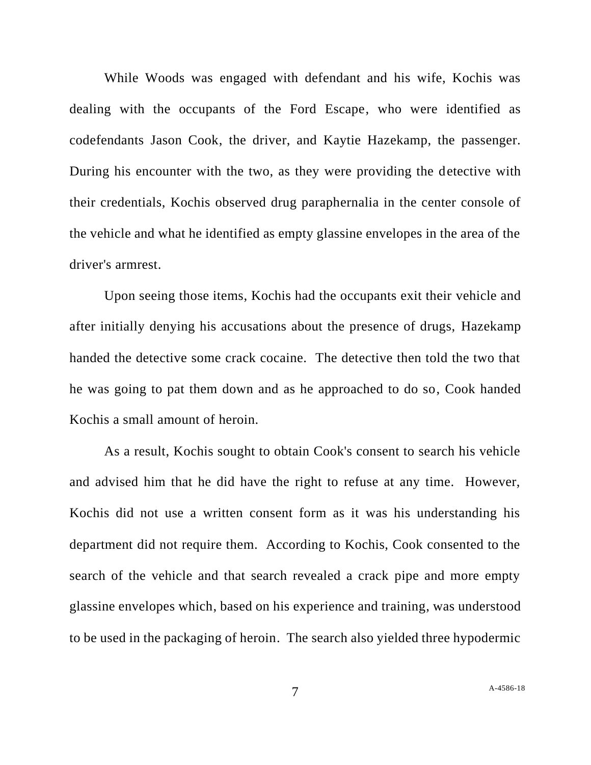While Woods was engaged with defendant and his wife, Kochis was dealing with the occupants of the Ford Escape, who were identified as codefendants Jason Cook, the driver, and Kaytie Hazekamp, the passenger. During his encounter with the two, as they were providing the detective with their credentials, Kochis observed drug paraphernalia in the center console of the vehicle and what he identified as empty glassine envelopes in the area of the driver's armrest.

Upon seeing those items, Kochis had the occupants exit their vehicle and after initially denying his accusations about the presence of drugs, Hazekamp handed the detective some crack cocaine. The detective then told the two that he was going to pat them down and as he approached to do so, Cook handed Kochis a small amount of heroin.

As a result, Kochis sought to obtain Cook's consent to search his vehicle and advised him that he did have the right to refuse at any time. However, Kochis did not use a written consent form as it was his understanding his department did not require them. According to Kochis, Cook consented to the search of the vehicle and that search revealed a crack pipe and more empty glassine envelopes which, based on his experience and training, was understood to be used in the packaging of heroin. The search also yielded three hypodermic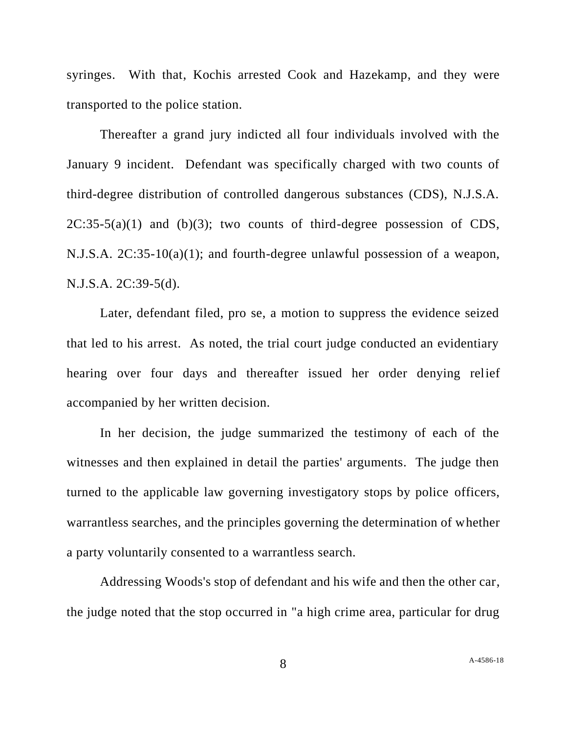syringes. With that, Kochis arrested Cook and Hazekamp, and they were transported to the police station.

Thereafter a grand jury indicted all four individuals involved with the January 9 incident. Defendant was specifically charged with two counts of third-degree distribution of controlled dangerous substances (CDS), N.J.S.A. 2C:35-5(a)(1) and (b)(3); two counts of third-degree possession of CDS, N.J.S.A. 2C:35-10(a)(1); and fourth-degree unlawful possession of a weapon, N.J.S.A. 2C:39-5(d).

Later, defendant filed, pro se, a motion to suppress the evidence seized that led to his arrest. As noted, the trial court judge conducted an evidentiary hearing over four days and thereafter issued her order denying relief accompanied by her written decision.

In her decision, the judge summarized the testimony of each of the witnesses and then explained in detail the parties' arguments. The judge then turned to the applicable law governing investigatory stops by police officers, warrantless searches, and the principles governing the determination of whether a party voluntarily consented to a warrantless search.

Addressing Woods's stop of defendant and his wife and then the other car, the judge noted that the stop occurred in "a high crime area, particular for drug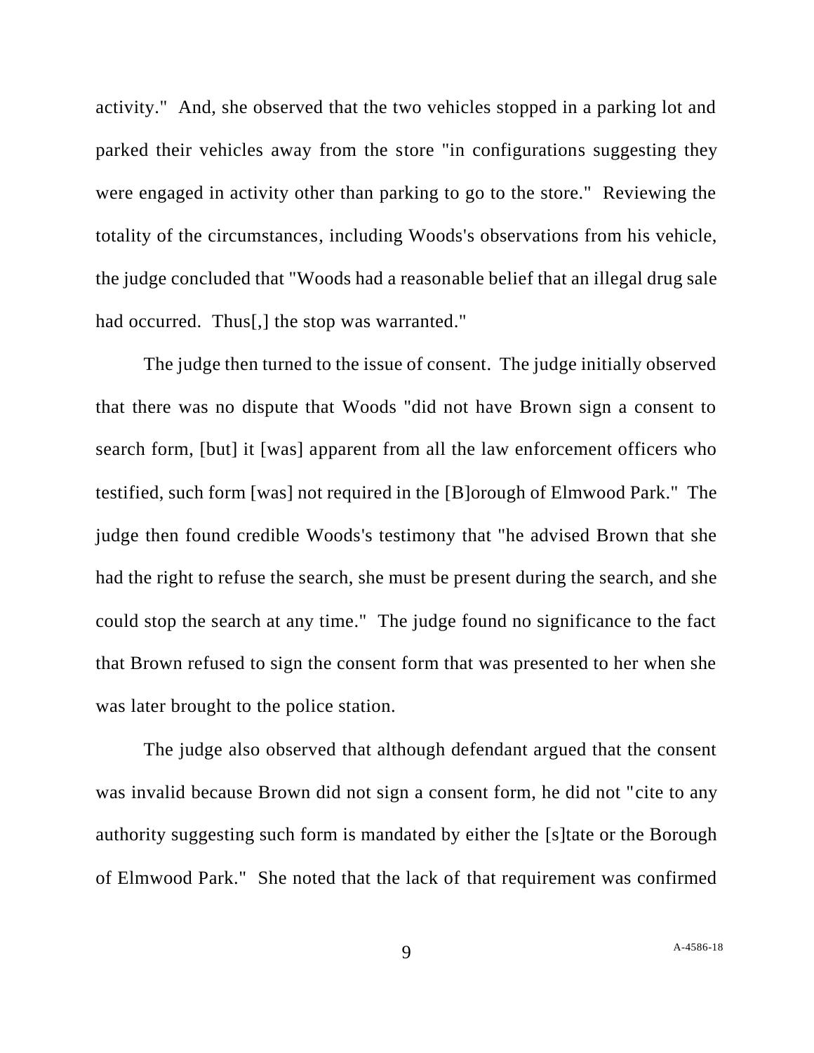activity." And, she observed that the two vehicles stopped in a parking lot and parked their vehicles away from the store "in configurations suggesting they were engaged in activity other than parking to go to the store." Reviewing the totality of the circumstances, including Woods's observations from his vehicle, the judge concluded that "Woods had a reasonable belief that an illegal drug sale had occurred. Thus[,] the stop was warranted."

The judge then turned to the issue of consent. The judge initially observed that there was no dispute that Woods "did not have Brown sign a consent to search form, [but] it [was] apparent from all the law enforcement officers who testified, such form [was] not required in the [B]orough of Elmwood Park." The judge then found credible Woods's testimony that "he advised Brown that she had the right to refuse the search, she must be present during the search, and she could stop the search at any time." The judge found no significance to the fact that Brown refused to sign the consent form that was presented to her when she was later brought to the police station.

The judge also observed that although defendant argued that the consent was invalid because Brown did not sign a consent form, he did not "cite to any authority suggesting such form is mandated by either the [s]tate or the Borough of Elmwood Park." She noted that the lack of that requirement was confirmed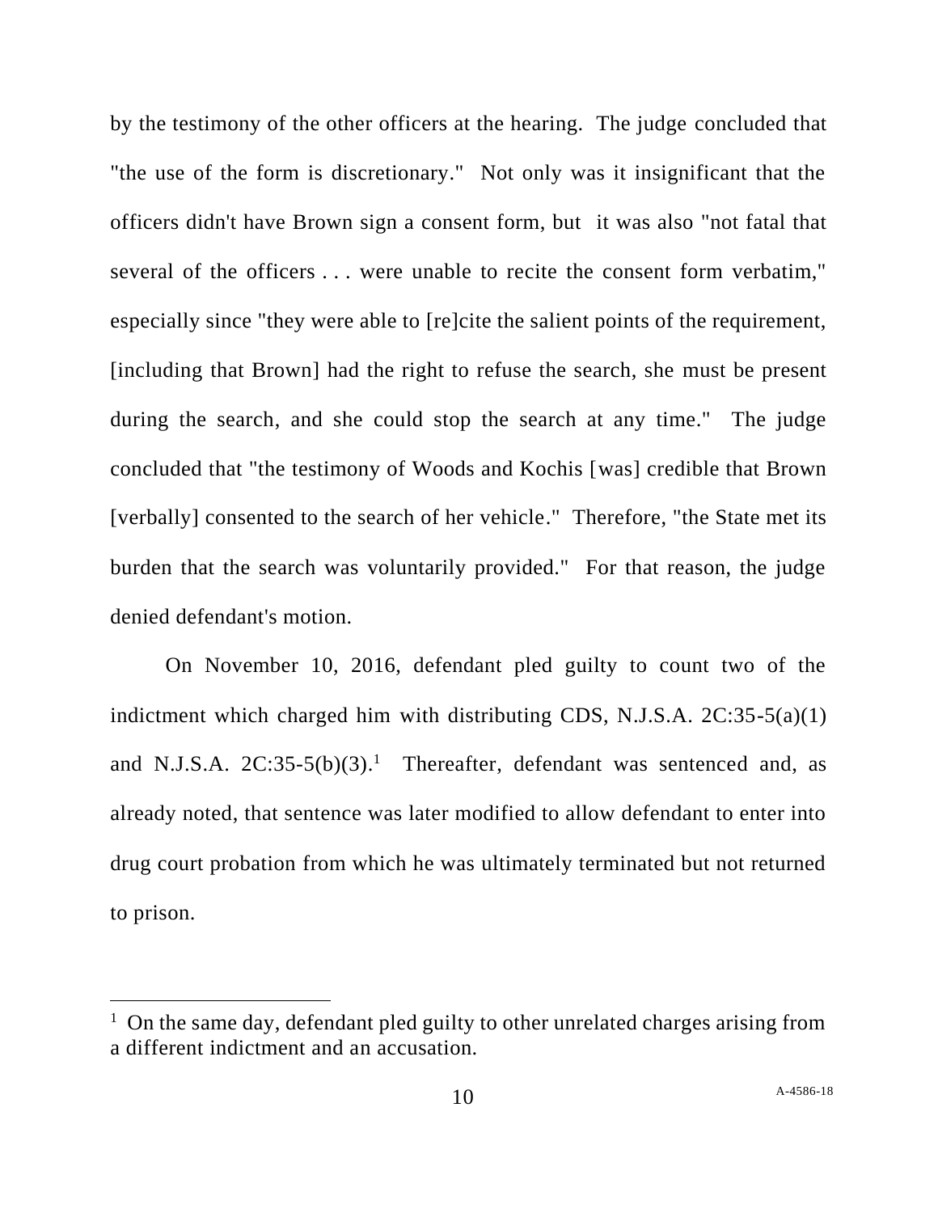by the testimony of the other officers at the hearing. The judge concluded that "the use of the form is discretionary." Not only was it insignificant that the officers didn't have Brown sign a consent form, but it was also "not fatal that several of the officers . . . were unable to recite the consent form verbatim," especially since "they were able to [re]cite the salient points of the requirement, [including that Brown] had the right to refuse the search, she must be present during the search, and she could stop the search at any time." The judge concluded that "the testimony of Woods and Kochis [was] credible that Brown [verbally] consented to the search of her vehicle." Therefore, "the State met its burden that the search was voluntarily provided." For that reason, the judge denied defendant's motion.

On November 10, 2016, defendant pled guilty to count two of the indictment which charged him with distributing CDS, N.J.S.A. 2C:35-5(a)(1) and N.J.S.A. 2C:35-5(b)(3).[1] Thereafter, defendant was sentenced and, as already noted, that sentence was later modified to allow defendant to enter into drug court probation from which he was ultimately terminated but not returned to prison.

---

[1] On the same day, defendant pled guilty to other unrelated charges arising from a different indictment and an accusation.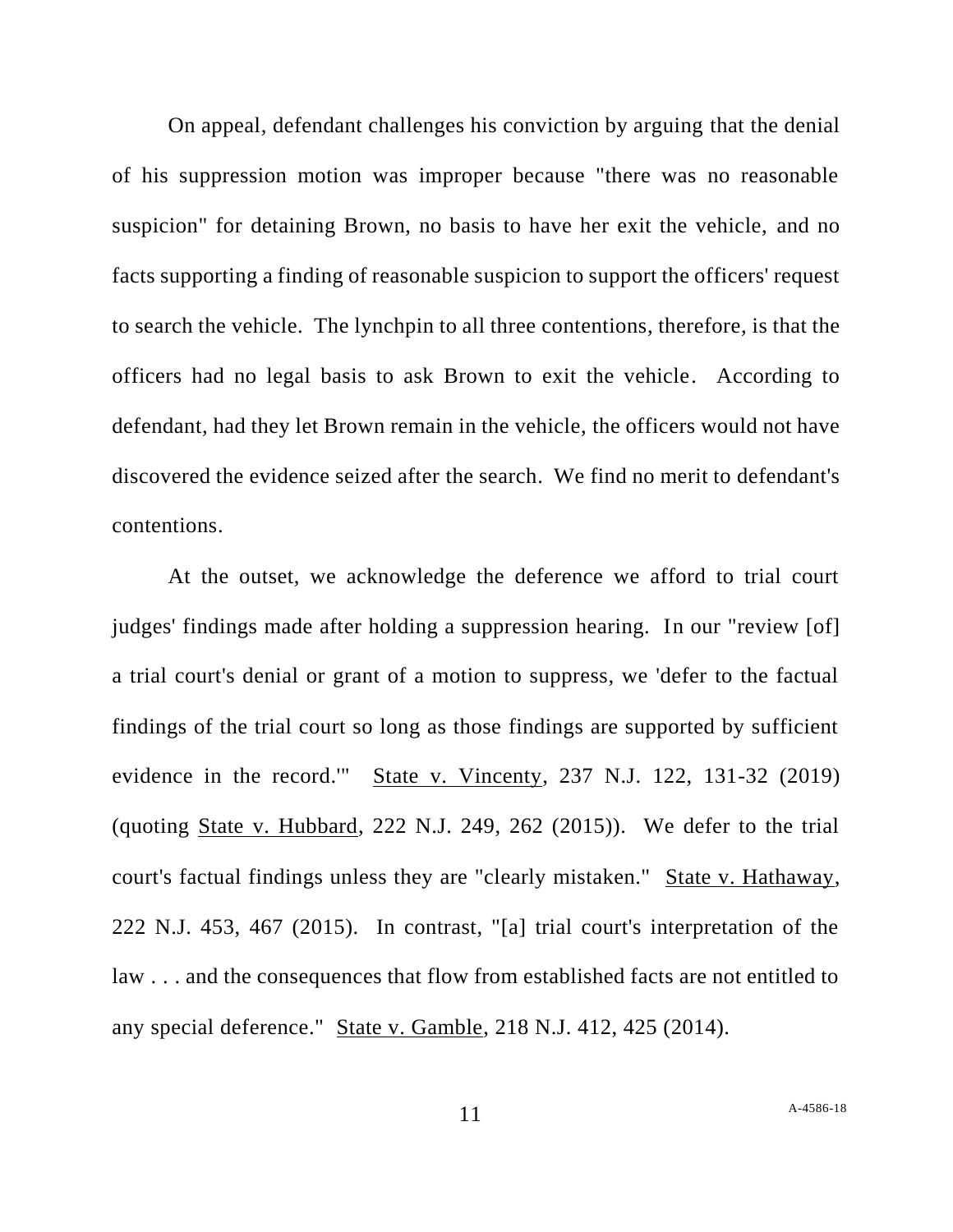On appeal, defendant challenges his conviction by arguing that the denial of his suppression motion was improper because "there was no reasonable suspicion" for detaining Brown, no basis to have her exit the vehicle, and no facts supporting a finding of reasonable suspicion to support the officers' request to search the vehicle. The lynchpin to all three contentions, therefore, is that the officers had no legal basis to ask Brown to exit the vehicle. According to defendant, had they let Brown remain in the vehicle, the officers would not have discovered the evidence seized after the search. We find no merit to defendant's contentions.

At the outset, we acknowledge the deference we afford to trial court judges' findings made after holding a suppression hearing. In our "review [of] a trial court's denial or grant of a motion to suppress, we 'defer to the factual findings of the trial court so long as those findings are supported by sufficient evidence in the record.'" State v. Vincenty, 237 N.J. 122, 131-32 (2019) (quoting State v. Hubbard, 222 N.J. 249, 262 (2015)). We defer to the trial court's factual findings unless they are "clearly mistaken." State v. Hathaway, 222 N.J. 453, 467 (2015). In contrast, "[a] trial court's interpretation of the law . . . and the consequences that flow from established facts are not entitled to any special deference." State v. Gamble, 218 N.J. 412, 425 (2014).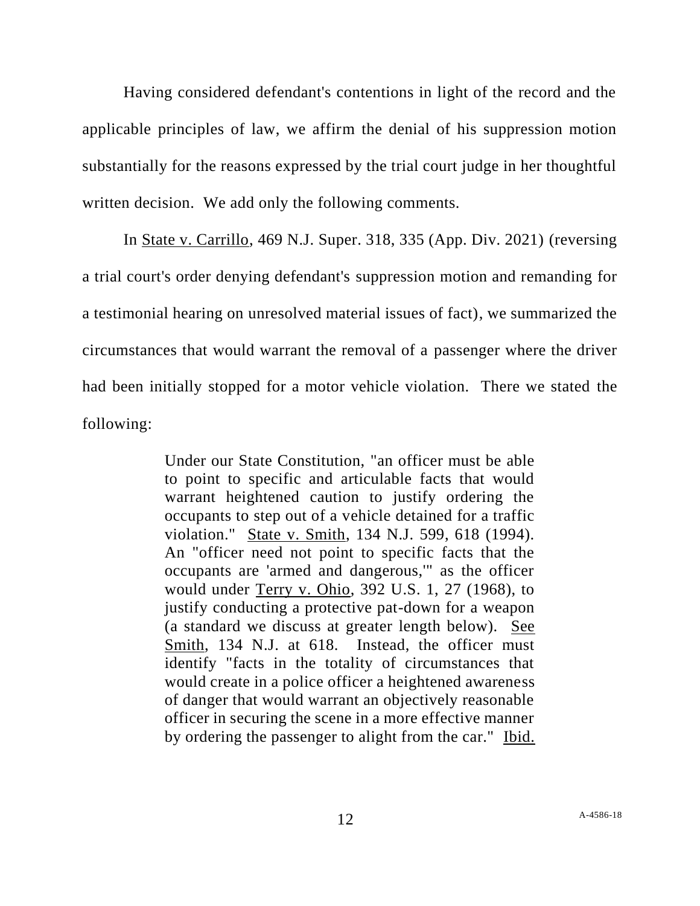Having considered defendant's contentions in light of the record and the applicable principles of law, we affirm the denial of his suppression motion substantially for the reasons expressed by the trial court judge in her thoughtful written decision. We add only the following comments.

In State v. Carrillo, 469 N.J. Super. 318, 335 (App. Div. 2021) (reversing a trial court's order denying defendant's suppression motion and remanding for a testimonial hearing on unresolved material issues of fact), we summarized the circumstances that would warrant the removal of a passenger where the driver had been initially stopped for a motor vehicle violation. There we stated the following:

> Under our State Constitution, "an officer must be able to point to specific and articulable facts that would warrant heightened caution to justify ordering the occupants to step out of a vehicle detained for a traffic violation." State v. Smith, 134 N.J. 599, 618 (1994). An "officer need not point to specific facts that the occupants are 'armed and dangerous,'" as the officer would under Terry v. Ohio, 392 U.S. 1, 27 (1968), to justify conducting a protective pat-down for a weapon (a standard we discuss at greater length below). See Smith, 134 N.J. at 618. Instead, the officer must identify "facts in the totality of circumstances that would create in a police officer a heightened awareness of danger that would warrant an objectively reasonable officer in securing the scene in a more effective manner by ordering the passenger to alight from the car." Ibid.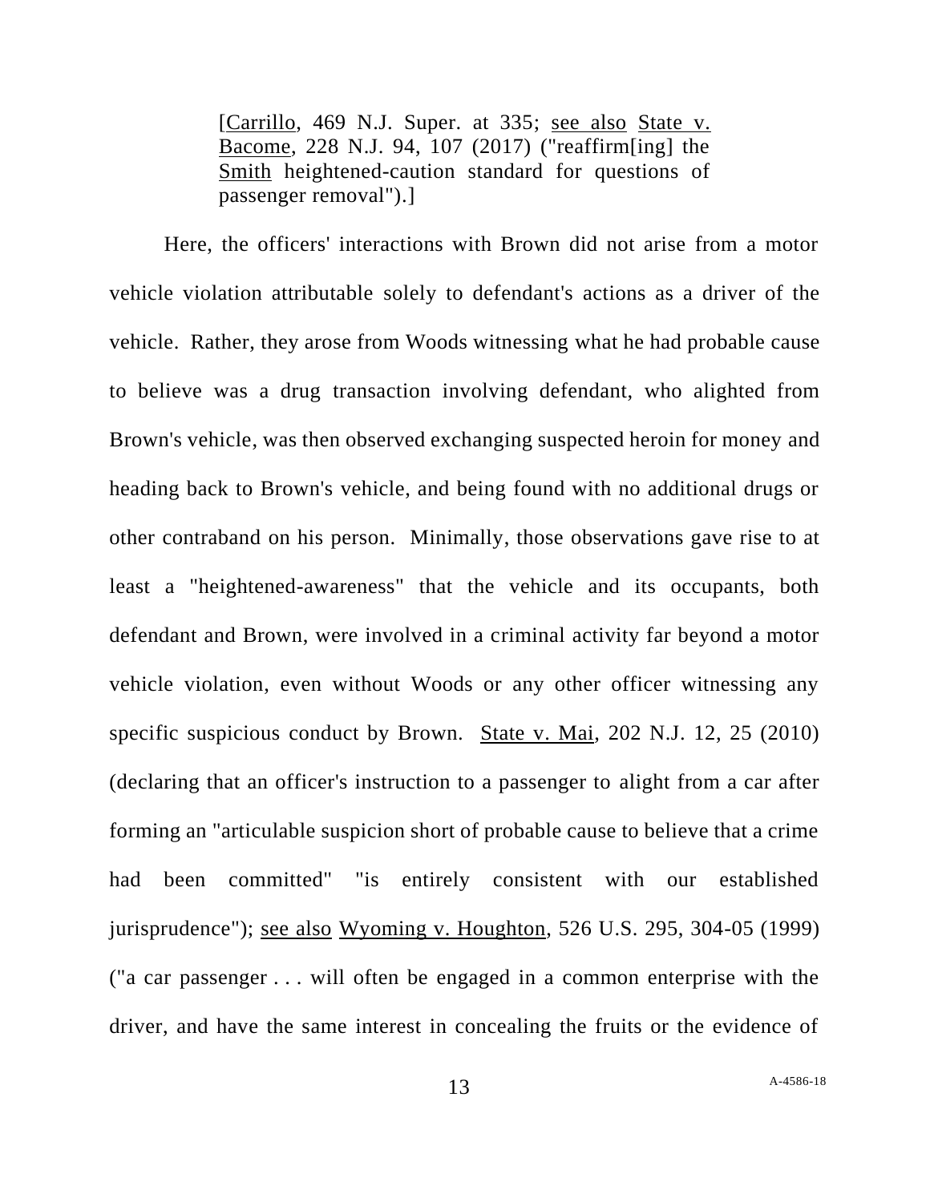> [Carrillo, 469 N.J. Super. at 335; see also State v. Bacome, 228 N.J. 94, 107 (2017) ("reaffirm[ing] the Smith heightened-caution standard for questions of passenger removal").]

Here, the officers' interactions with Brown did not arise from a motor vehicle violation attributable solely to defendant's actions as a driver of the vehicle. Rather, they arose from Woods witnessing what he had probable cause to believe was a drug transaction involving defendant, who alighted from Brown's vehicle, was then observed exchanging suspected heroin for money and heading back to Brown's vehicle, and being found with no additional drugs or other contraband on his person. Minimally, those observations gave rise to at least a "heightened-awareness" that the vehicle and its occupants, both defendant and Brown, were involved in a criminal activity far beyond a motor vehicle violation, even without Woods or any other officer witnessing any specific suspicious conduct by Brown. State v. Mai, 202 N.J. 12, 25 (2010) (declaring that an officer's instruction to a passenger to alight from a car after forming an "articulable suspicion short of probable cause to believe that a crime had been committed" "is entirely consistent with our established jurisprudence"); see also Wyoming v. Houghton, 526 U.S. 295, 304-05 (1999) ("a car passenger . . . will often be engaged in a common enterprise with the driver, and have the same interest in concealing the fruits or the evidence of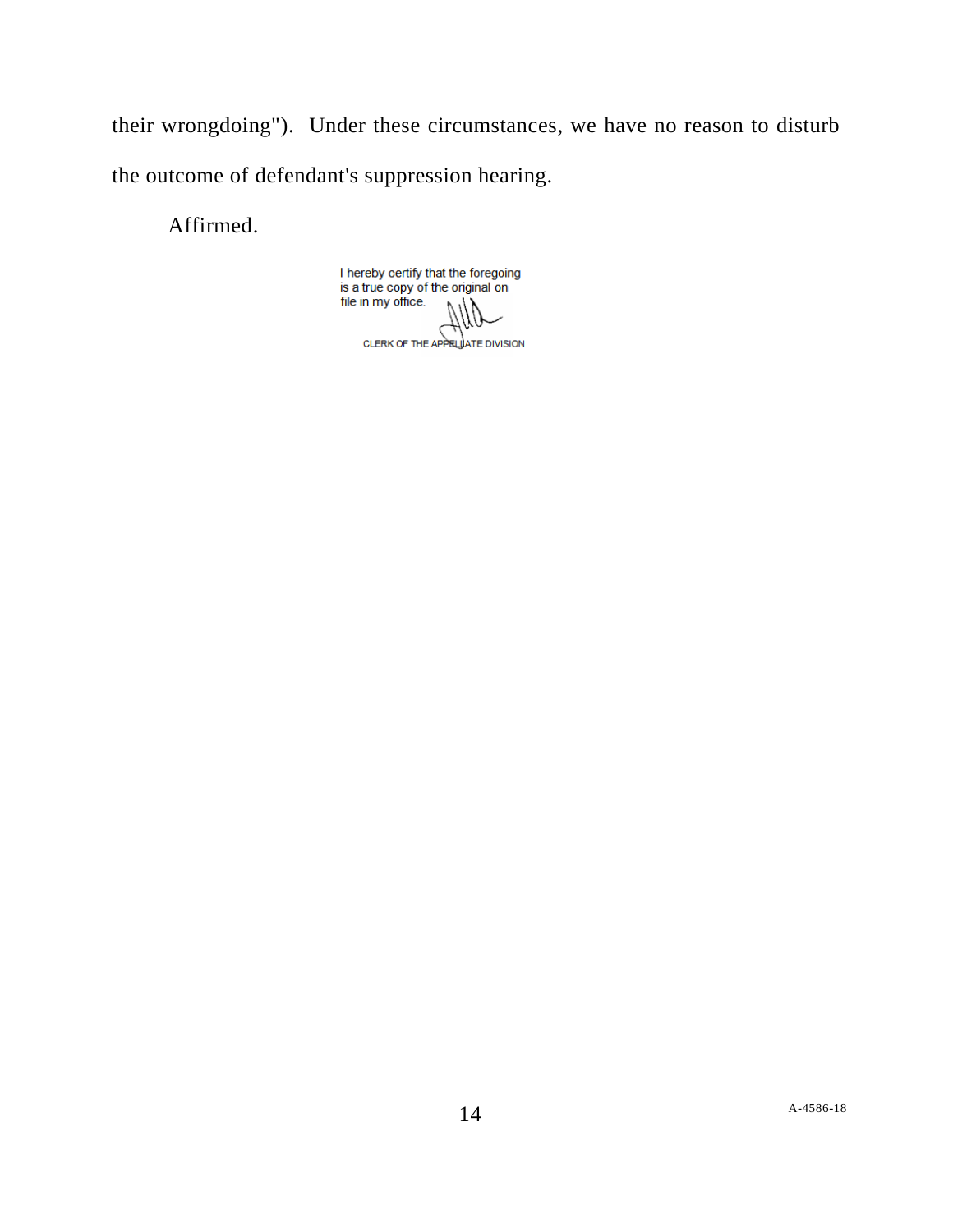their wrongdoing"). Under these circumstances, we have no reason to disturb the outcome of defendant's suppression hearing.

Affirmed.

I hereby certify that the foregoing is a true copy of the original on file in my office.

CLERK OF THE APPELLATE DIVISION